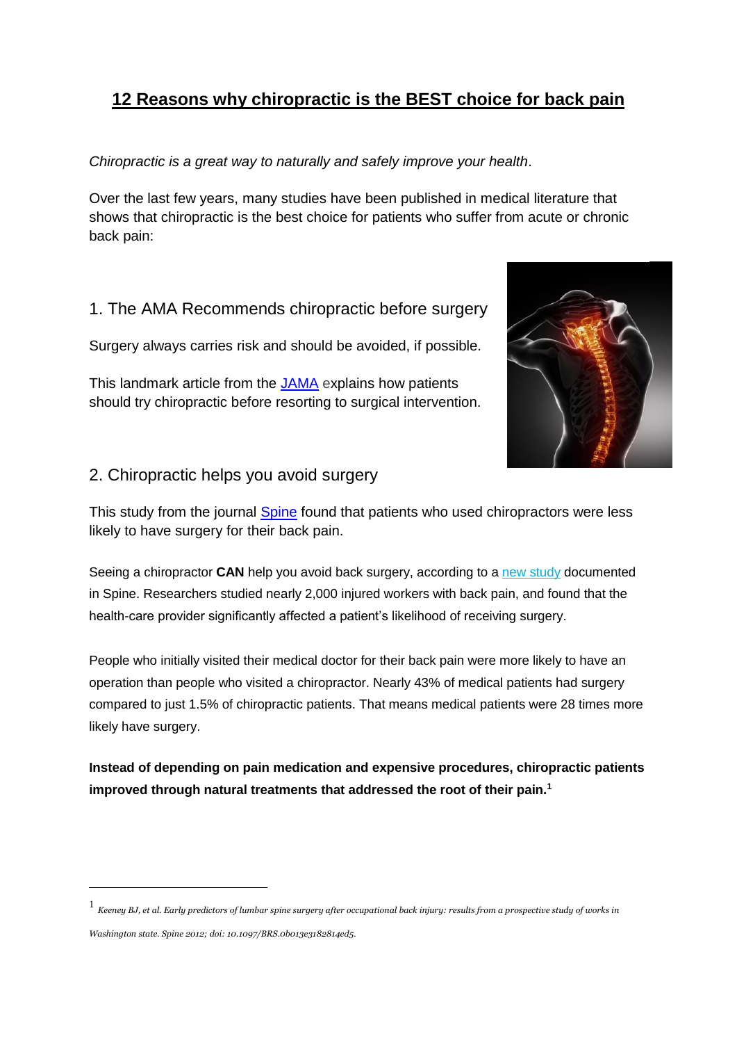# 12 Reasons why chiropractic is the BEST choice for back pain

*Chiropractic is a great way to naturally and safely improve your health*.

Over the last few years, many studies have been published in medical literature that shows that chiropractic is the best choice for patients who suffer from acute or chronic back pain:

## 1. The AMA Recommends chiropractic before surgery

Surgery always carries risk and should be avoided, if possible.

This landmark article from the JAMA explains how patients should try chiropractic before resorting to surgical intervention.

## 2. Chiropractic helps you avoid surgery

This study from the journal Spine found that patients who used chiropractors were less likely to have surgery for their back pain.

Seeing a chiropractor **CAN** help you avoid back surgery, according to a new study documented in Spine. Researchers studied nearly 2,000 injured workers with back pain, and found that the health-care provider significantly affected a patient's likelihood of receiving surgery.

People who initially visited their medical doctor for their back pain were more likely to have an operation than people who visited a chiropractor. Nearly 43% of medical patients had surgery compared to just 1.5% of chiropractic patients. That means medical patients were 28 times more likely have surgery.

**Instead of depending on pain medication and expensive procedures, chiropractic patients improved through natural treatments that addressed the root of their pain.**[1]

---

[1] *Keeney BJ, et al. Early predictors of lumbar spine surgery after occupational back injury: results from a prospective study of works in Washington state. Spine 2012; doi: 10.1097/BRS.0b013e3182814ed5.*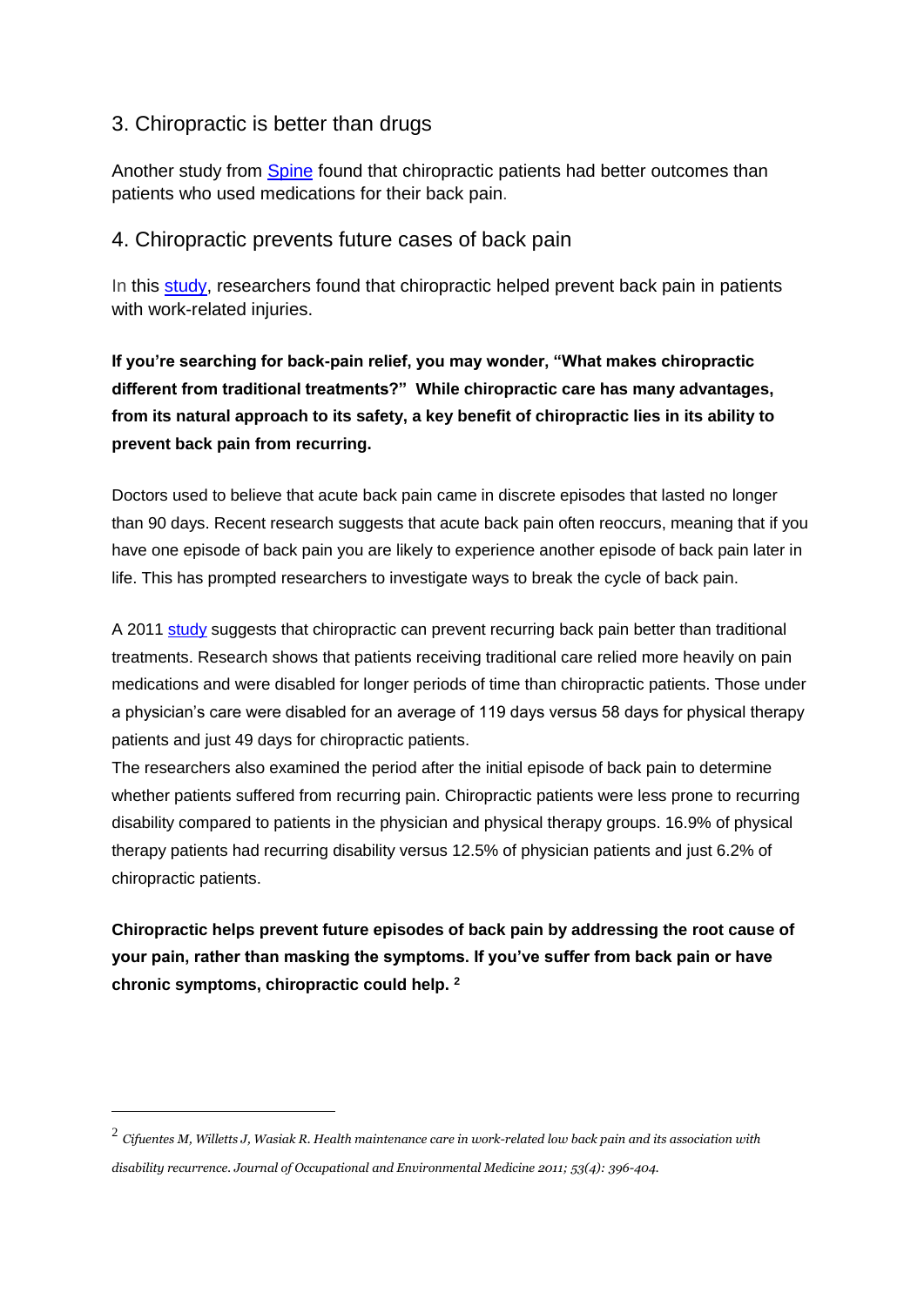## 3. Chiropractic is better than drugs

Another study from Spine found that chiropractic patients had better outcomes than patients who used medications for their back pain.

## 4. Chiropractic prevents future cases of back pain

In this study, researchers found that chiropractic helped prevent back pain in patients with work-related injuries.

**If you're searching for back-pain relief, you may wonder, "What makes chiropractic different from traditional treatments?" While chiropractic care has many advantages, from its natural approach to its safety, a key benefit of chiropractic lies in its ability to prevent back pain from recurring.**

Doctors used to believe that acute back pain came in discrete episodes that lasted no longer than 90 days. Recent research suggests that acute back pain often reoccurs, meaning that if you have one episode of back pain you are likely to experience another episode of back pain later in life. This has prompted researchers to investigate ways to break the cycle of back pain.

A 2011 study suggests that chiropractic can prevent recurring back pain better than traditional treatments. Research shows that patients receiving traditional care relied more heavily on pain medications and were disabled for longer periods of time than chiropractic patients. Those under a physician's care were disabled for an average of 119 days versus 58 days for physical therapy patients and just 49 days for chiropractic patients.
The researchers also examined the period after the initial episode of back pain to determine whether patients suffered from recurring pain. Chiropractic patients were less prone to recurring disability compared to patients in the physician and physical therapy groups. 16.9% of physical therapy patients had recurring disability versus 12.5% of physician patients and just 6.2% of chiropractic patients.

**Chiropractic helps prevent future episodes of back pain by addressing the root cause of your pain, rather than masking the symptoms. If you've suffer from back pain or have chronic symptoms, chiropractic could help.** [2]

---

[2] *Cifuentes M, Willetts J, Wasiak R. Health maintenance care in work-related low back pain and its association with disability recurrence. Journal of Occupational and Environmental Medicine 2011; 53(4): 396-404.*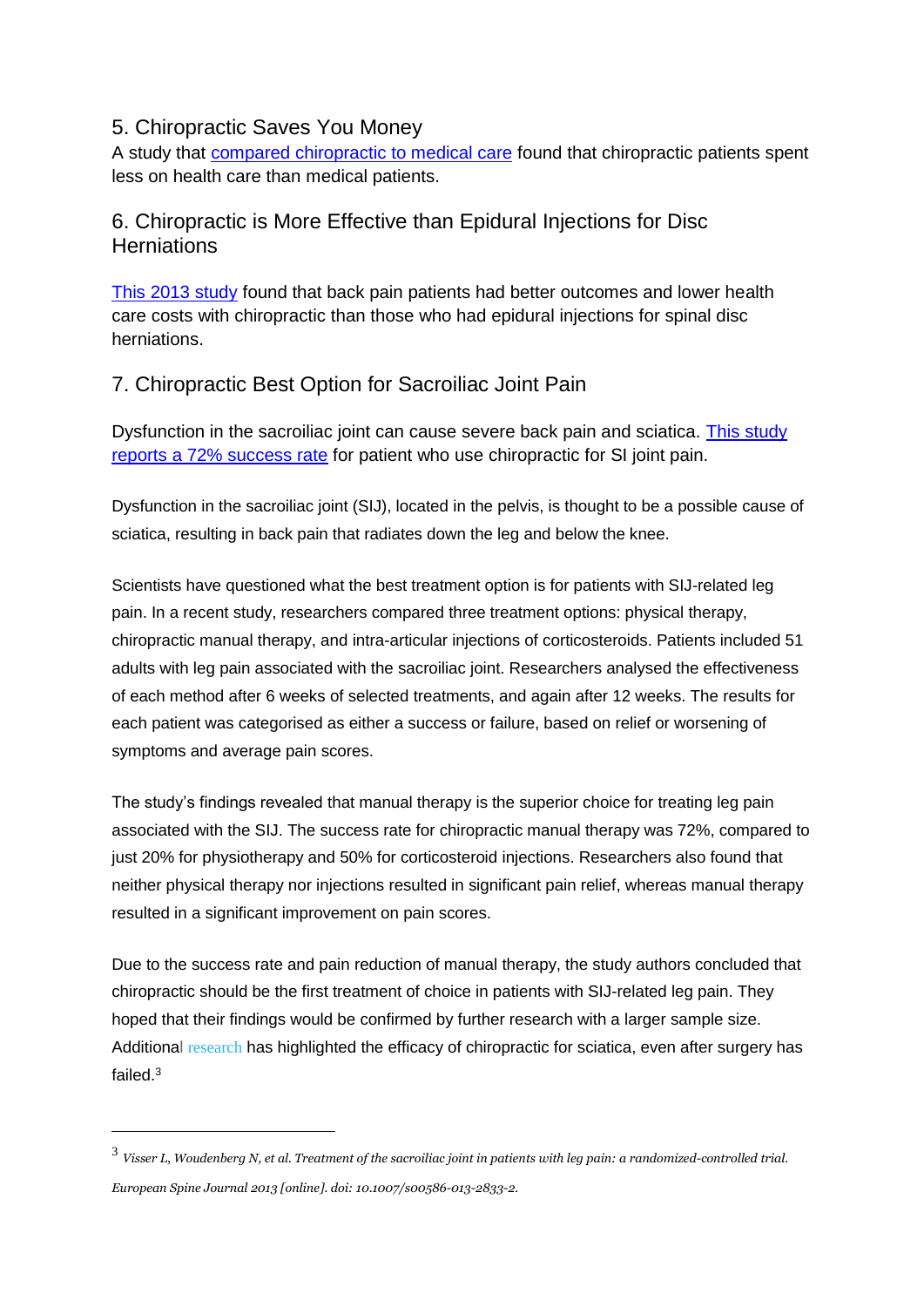## 5. Chiropractic Saves You Money

A study that compared chiropractic to medical care found that chiropractic patients spent less on health care than medical patients.

## 6. Chiropractic is More Effective than Epidural Injections for Disc Herniations

This 2013 study found that back pain patients had better outcomes and lower health care costs with chiropractic than those who had epidural injections for spinal disc herniations.

## 7. Chiropractic Best Option for Sacroiliac Joint Pain

Dysfunction in the sacroiliac joint can cause severe back pain and sciatica. This study reports a 72% success rate for patient who use chiropractic for SI joint pain.

Dysfunction in the sacroiliac joint (SIJ), located in the pelvis, is thought to be a possible cause of sciatica, resulting in back pain that radiates down the leg and below the knee.

Scientists have questioned what the best treatment option is for patients with SIJ-related leg pain. In a recent study, researchers compared three treatment options: physical therapy, chiropractic manual therapy, and intra-articular injections of corticosteroids. Patients included 51 adults with leg pain associated with the sacroiliac joint. Researchers analysed the effectiveness of each method after 6 weeks of selected treatments, and again after 12 weeks. The results for each patient was categorised as either a success or failure, based on relief or worsening of symptoms and average pain scores.

The study's findings revealed that manual therapy is the superior choice for treating leg pain associated with the SIJ. The success rate for chiropractic manual therapy was 72%, compared to just 20% for physiotherapy and 50% for corticosteroid injections. Researchers also found that neither physical therapy nor injections resulted in significant pain relief, whereas manual therapy resulted in a significant improvement on pain scores.

Due to the success rate and pain reduction of manual therapy, the study authors concluded that chiropractic should be the first treatment of choice in patients with SIJ-related leg pain. They hoped that their findings would be confirmed by further research with a larger sample size. Additional research has highlighted the efficacy of chiropractic for sciatica, even after surgery has failed.[3]

---

[3] *Visser L, Woudenberg N, et al. Treatment of the sacroiliac joint in patients with leg pain: a randomized-controlled trial. European Spine Journal 2013 [online]. doi: 10.1007/s00586-013-2833-2.*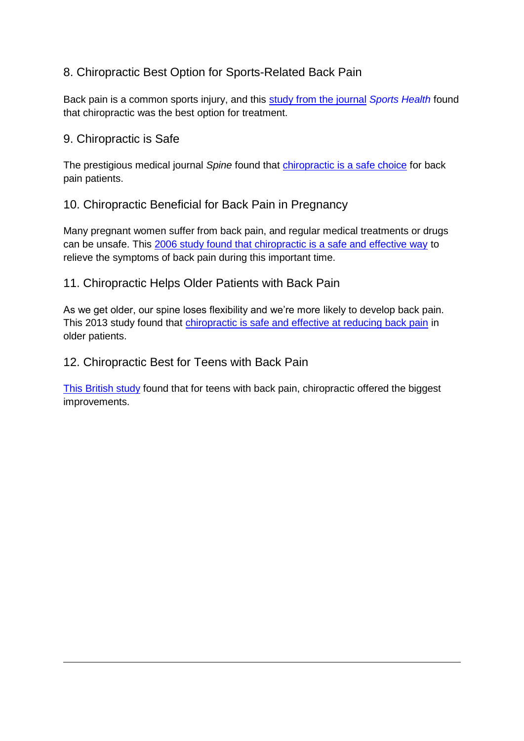## 8. Chiropractic Best Option for Sports-Related Back Pain

Back pain is a common sports injury, and this study from the journal *Sports Health* found that chiropractic was the best option for treatment.

## 9. Chiropractic is Safe

The prestigious medical journal *Spine* found that chiropractic is a safe choice for back pain patients.

## 10. Chiropractic Beneficial for Back Pain in Pregnancy

Many pregnant women suffer from back pain, and regular medical treatments or drugs can be unsafe. This 2006 study found that chiropractic is a safe and effective way to relieve the symptoms of back pain during this important time.

## 11. Chiropractic Helps Older Patients with Back Pain

As we get older, our spine loses flexibility and we're more likely to develop back pain. This 2013 study found that chiropractic is safe and effective at reducing back pain in older patients.

## 12. Chiropractic Best for Teens with Back Pain

This British study found that for teens with back pain, chiropractic offered the biggest improvements.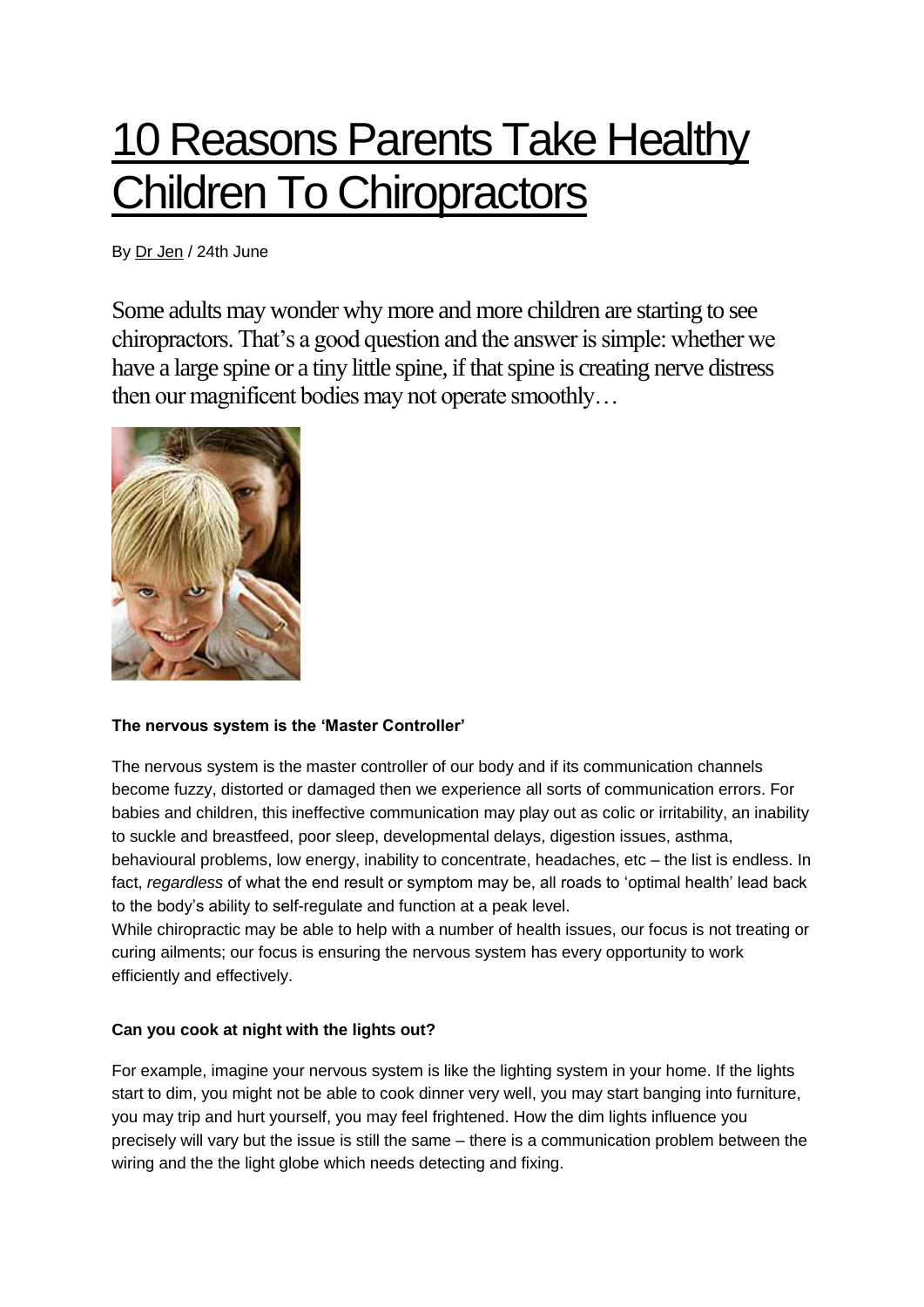# 10 Reasons Parents Take Healthy Children To Chiropractors

By Dr Jen / 24th June

Some adults may wonder why more and more children are starting to see chiropractors. That's a good question and the answer is simple: whether we have a large spine or a tiny little spine, if that spine is creating nerve distress then our magnificent bodies may not operate smoothly…

**The nervous system is the 'Master Controller'**

The nervous system is the master controller of our body and if its communication channels become fuzzy, distorted or damaged then we experience all sorts of communication errors. For babies and children, this ineffective communication may play out as colic or irritability, an inability to suckle and breastfeed, poor sleep, developmental delays, digestion issues, asthma, behavioural problems, low energy, inability to concentrate, headaches, etc – the list is endless. In fact, *regardless* of what the end result or symptom may be, all roads to 'optimal health' lead back to the body's ability to self-regulate and function at a peak level.

While chiropractic may be able to help with a number of health issues, our focus is not treating or curing ailments; our focus is ensuring the nervous system has every opportunity to work efficiently and effectively.

**Can you cook at night with the lights out?**

For example, imagine your nervous system is like the lighting system in your home. If the lights start to dim, you might not be able to cook dinner very well, you may start banging into furniture, you may trip and hurt yourself, you may feel frightened. How the dim lights influence you precisely will vary but the issue is still the same – there is a communication problem between the wiring and the the light globe which needs detecting and fixing.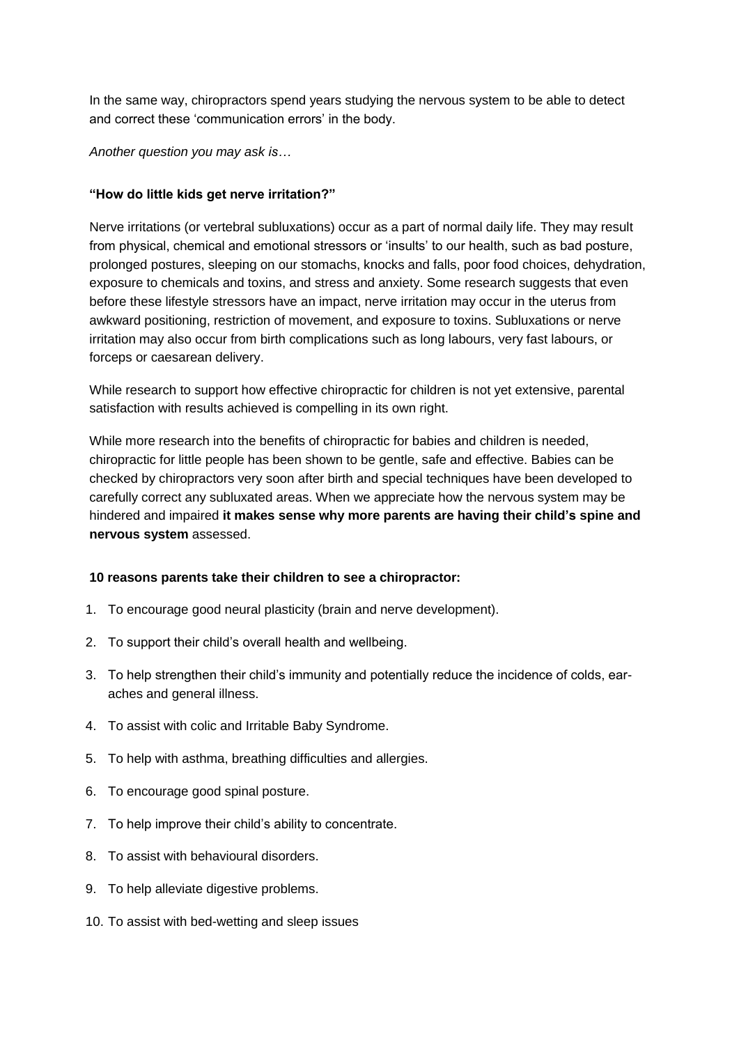In the same way, chiropractors spend years studying the nervous system to be able to detect and correct these 'communication errors' in the body.

*Another question you may ask is…*

**"How do little kids get nerve irritation?"**

Nerve irritations (or vertebral subluxations) occur as a part of normal daily life. They may result from physical, chemical and emotional stressors or 'insults' to our health, such as bad posture, prolonged postures, sleeping on our stomachs, knocks and falls, poor food choices, dehydration, exposure to chemicals and toxins, and stress and anxiety. Some research suggests that even before these lifestyle stressors have an impact, nerve irritation may occur in the uterus from awkward positioning, restriction of movement, and exposure to toxins. Subluxations or nerve irritation may also occur from birth complications such as long labours, very fast labours, or forceps or caesarean delivery.

While research to support how effective chiropractic for children is not yet extensive, parental satisfaction with results achieved is compelling in its own right.

While more research into the benefits of chiropractic for babies and children is needed, chiropractic for little people has been shown to be gentle, safe and effective. Babies can be checked by chiropractors very soon after birth and special techniques have been developed to carefully correct any subluxated areas. When we appreciate how the nervous system may be hindered and impaired **it makes sense why more parents are having their child's spine and nervous system** assessed.

**10 reasons parents take their children to see a chiropractor:**

1. To encourage good neural plasticity (brain and nerve development).
2. To support their child's overall health and wellbeing.
3. To help strengthen their child's immunity and potentially reduce the incidence of colds, ear-aches and general illness.
4. To assist with colic and Irritable Baby Syndrome.
5. To help with asthma, breathing difficulties and allergies.
6. To encourage good spinal posture.
7. To help improve their child's ability to concentrate.
8. To assist with behavioural disorders.
9. To help alleviate digestive problems.
10. To assist with bed-wetting and sleep issues